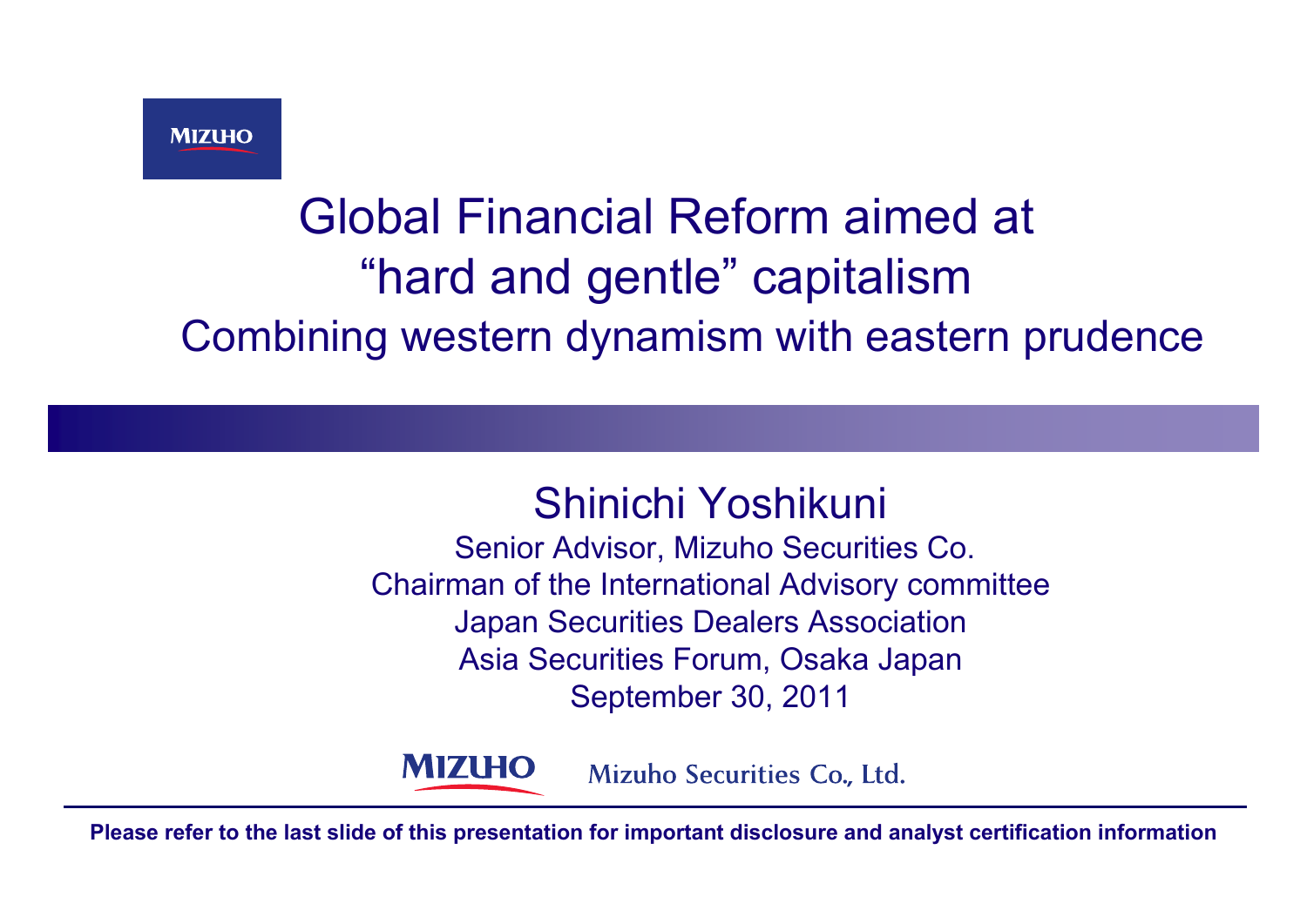MIZUHO

# Global Financial Reform aimed at "hard and gentle" capitalism

## Combining western dynamism with eastern prudence

**Shinichi Yoshikuni**

Senior Advisor, Mizuho Securities Co.
Chairman of the International Advisory committee
Japan Securities Dealers Association
Asia Securities Forum, Osaka Japan
September 30, 2011

MIZUHO Mizuho Securities Co., Ltd.

**Please refer to the last slide of this presentation for important disclosure and analyst certification information**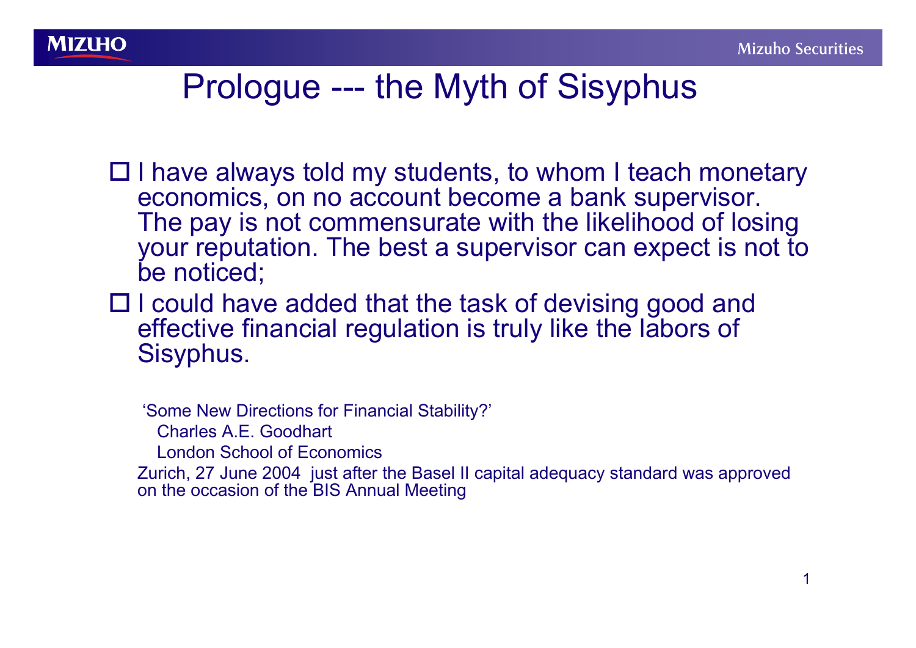# Prologue --- the Myth of Sisyphus

- I have always told my students, to whom I teach monetary economics, on no account become a bank supervisor. The pay is not commensurate with the likelihood of losing your reputation. The best a supervisor can expect is not to be noticed;
- I could have added that the task of devising good and effective financial regulation is truly like the labors of Sisyphus.

'Some New Directions for Financial Stability?'
Charles A.E. Goodhart
London School of Economics
Zurich, 27 June 2004 just after the Basel II capital adequacy standard was approved on the occasion of the BIS Annual Meeting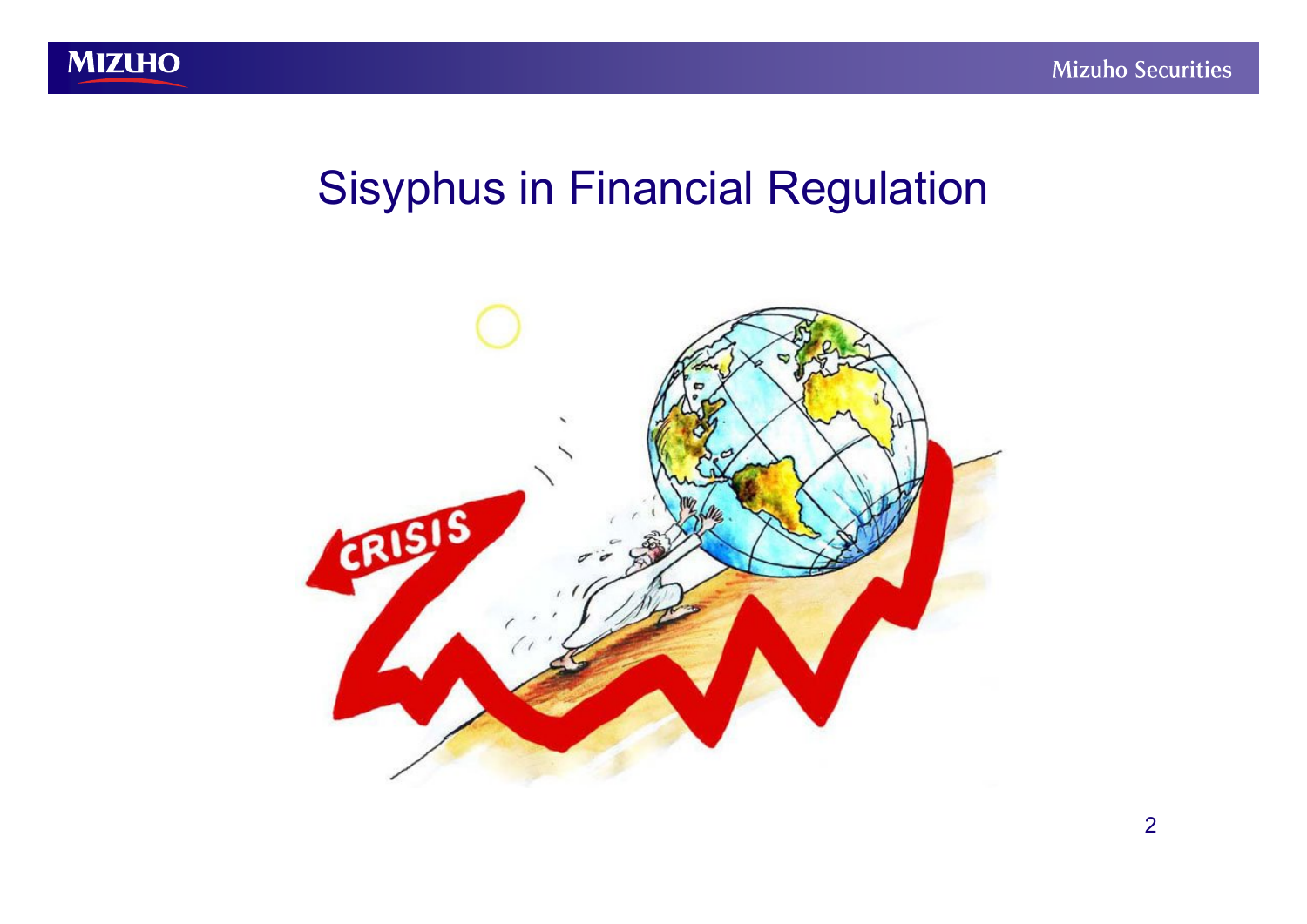# Sisyphus in Financial Regulation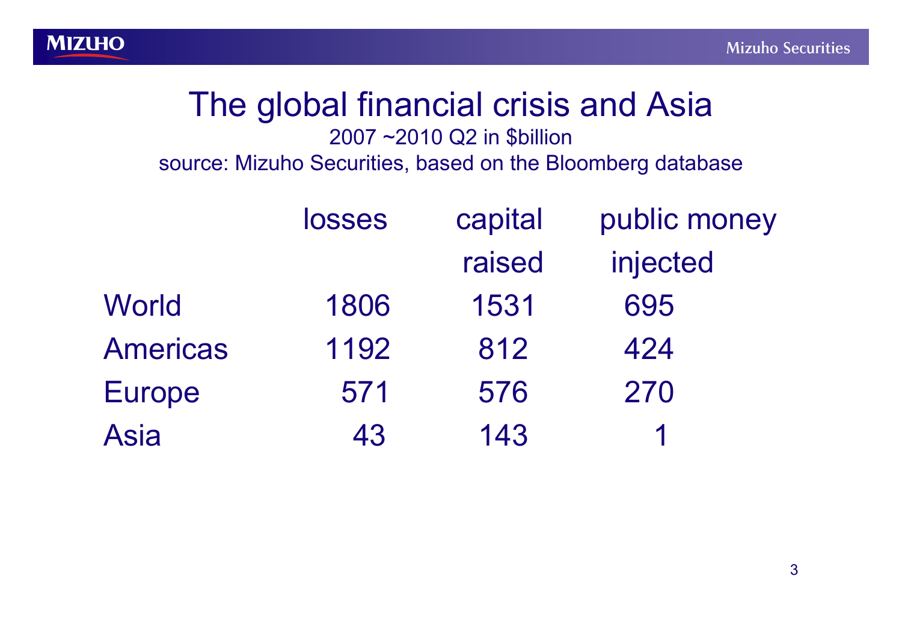# The global financial crisis and Asia

2007 ~2010 Q2 in $billion

source: Mizuho Securities, based on the Bloomberg database

| | losses | capital raised | public money injected |
|---|---|---|---|
| World | 1806 | 1531 | 695 |
| Americas | 1192 | 812 | 424 |
| Europe | 571 | 576 | 270 |
| Asia | 43 | 143 | 1 |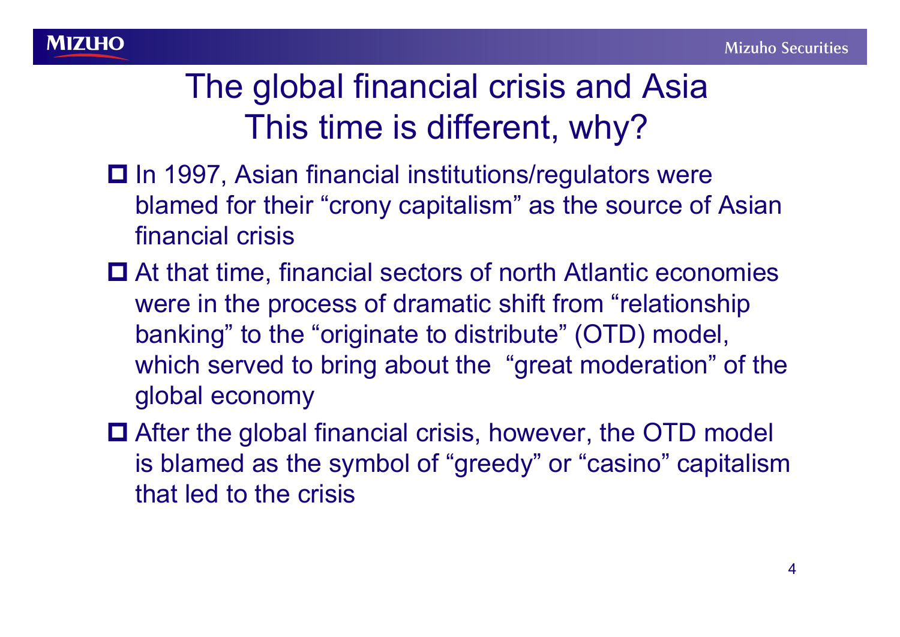# The global financial crisis and Asia
# This time is different, why?

- In 1997, Asian financial institutions/regulators were blamed for their "crony capitalism" as the source of Asian financial crisis
- At that time, financial sectors of north Atlantic economies were in the process of dramatic shift from "relationship banking" to the "originate to distribute" (OTD) model, which served to bring about the "great moderation" of the global economy
- After the global financial crisis, however, the OTD model is blamed as the symbol of "greedy" or "casino" capitalism that led to the crisis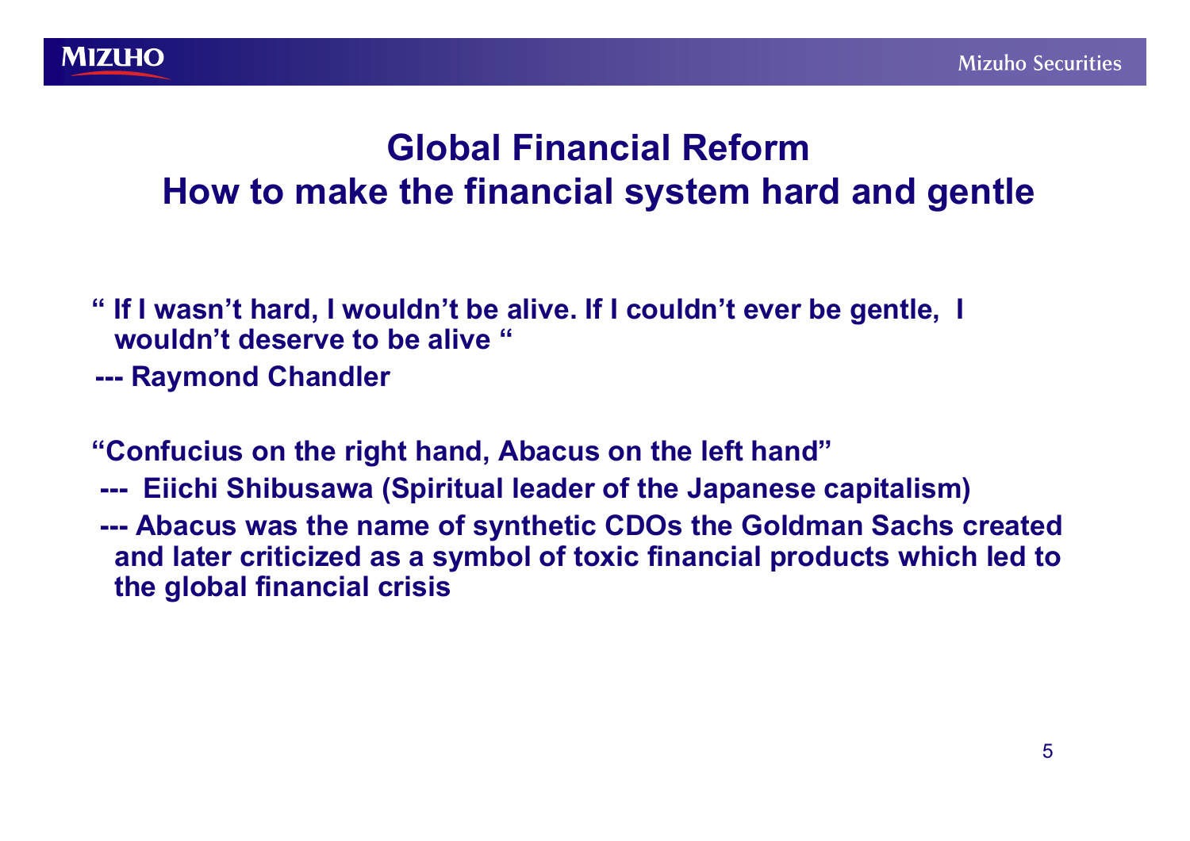# Global Financial Reform
## How to make the financial system hard and gentle

**" If I wasn't hard, I wouldn't be alive. If I couldn't ever be gentle, I wouldn't deserve to be alive "**

**--- Raymond Chandler**

**"Confucius on the right hand, Abacus on the left hand"**

**--- Eiichi Shibusawa (Spiritual leader of the Japanese capitalism)**

**--- Abacus was the name of synthetic CDOs the Goldman Sachs created and later criticized as a symbol of toxic financial products which led to the global financial crisis**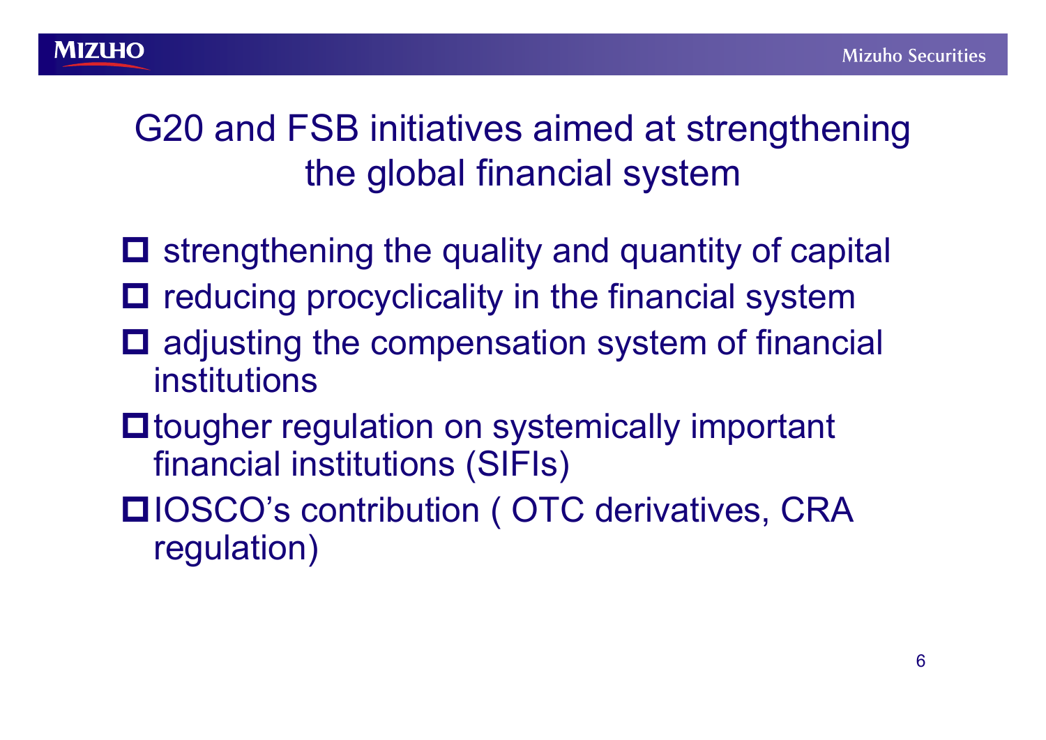# G20 and FSB initiatives aimed at strengthening the global financial system

- strengthening the quality and quantity of capital
- reducing procyclicality in the financial system
- adjusting the compensation system of financial institutions
- tougher regulation on systemically important financial institutions (SIFIs)
- IOSCO's contribution ( OTC derivatives, CRA regulation)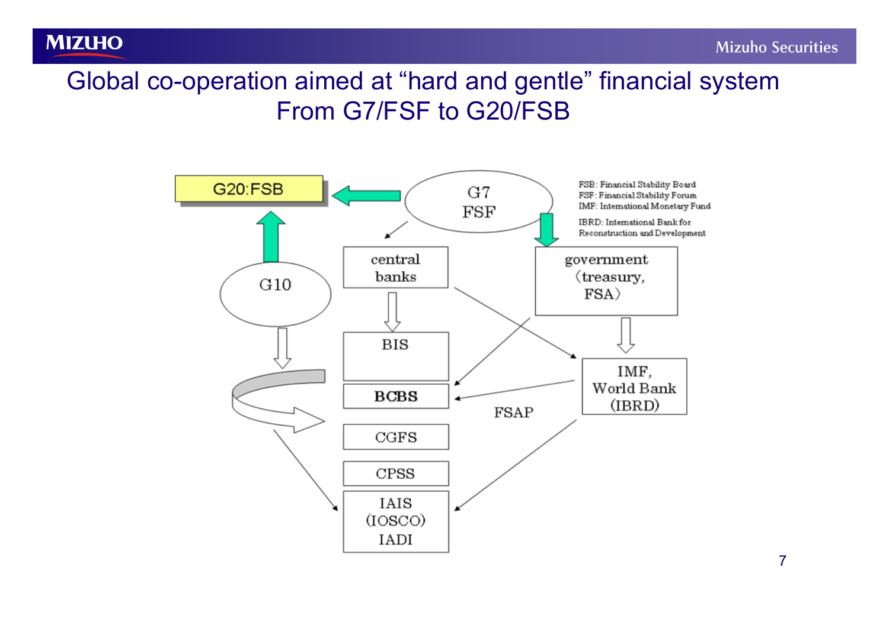# Global co-operation aimed at "hard and gentle" financial system
## From G7/FSF to G20/FSB

G20:FSB

G7
FSF

FSB: Financial Stability Board
FSF: Financial Stability Forum
IMF: International Monetary Fund
IBRD: International Bank for Reconstruction and Development

G10

central banks

government (treasury, FSA)

BIS

BCBS

CGFS

CPSS

IAIS
(IOSCO)
IADI

IMF,
World Bank
(IBRD)

FSAP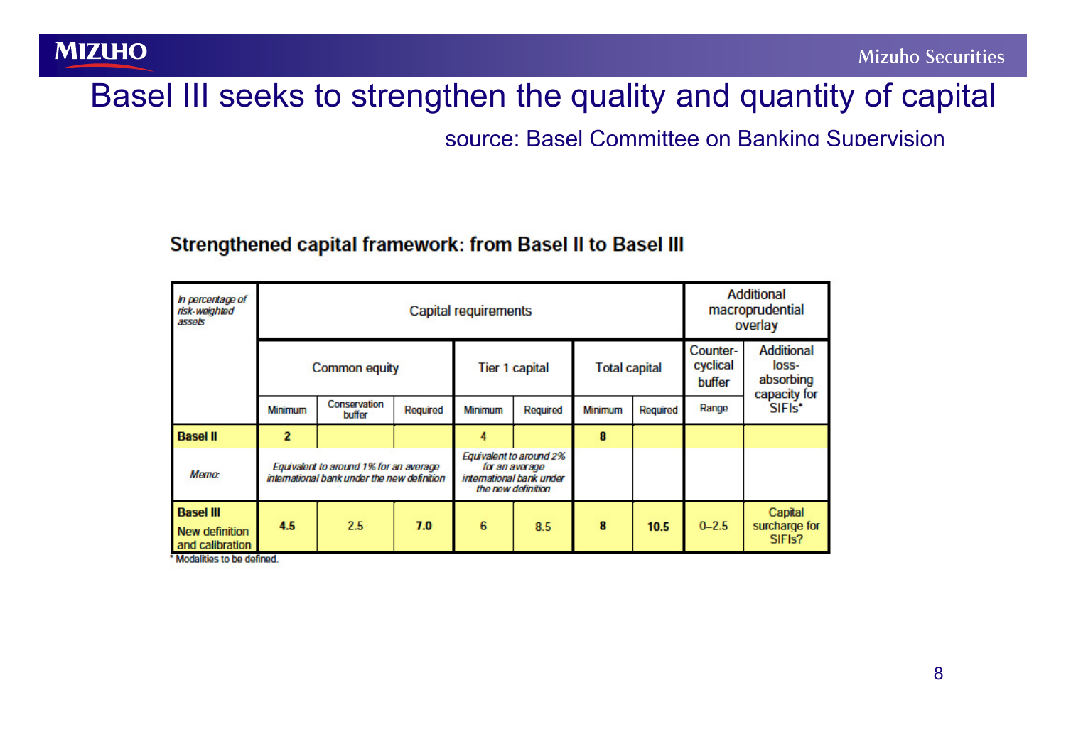# Basel III seeks to strengthen the quality and quantity of capital

source: Basel Committee on Banking Supervision

## Strengthened capital framework: from Basel II to Basel III

| *In percentage of risk-weighted assets* | Capital requirements | | | | | | | Additional macroprudential overlay | |
|---|---|---|---|---|---|---|---|---|---|
| | Common equity | | | Tier 1 capital | | Total capital | | Counter-cyclical buffer | Additional loss-absorbing capacity for SIFIs* |
| | Minimum | Conservation buffer | Required | Minimum | Required | Minimum | Required | Range | |
| **Basel II** | **2** | | | 4 | | **8** | | | |
| *Memo:* | *Equivalent to around 1% for an average international bank under the new definition* | | | *Equivalent to around 2% for an average international bank under the new definition* | | | | | |
| **Basel III** New definition and calibration | **4.5** | 2.5 | **7.0** | 6 | 8.5 | **8** | **10.5** | 0–2.5 | Capital surcharge for SIFIs? |

* Modalities to be defined.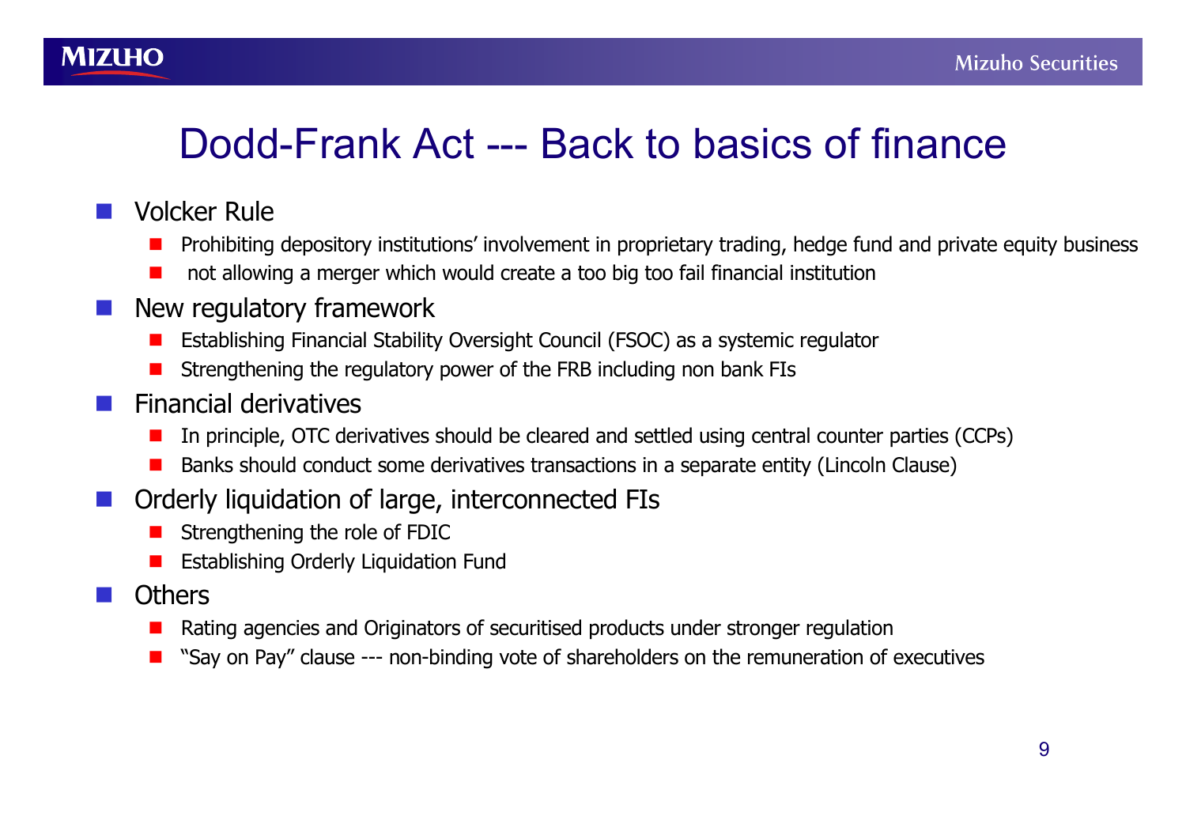# Dodd-Frank Act --- Back to basics of finance

- Volcker Rule
  - Prohibiting depository institutions' involvement in proprietary trading, hedge fund and private equity business
  - not allowing a merger which would create a too big too fail financial institution
- New regulatory framework
  - Establishing Financial Stability Oversight Council (FSOC) as a systemic regulator
  - Strengthening the regulatory power of the FRB including non bank FIs
- Financial derivatives
  - In principle, OTC derivatives should be cleared and settled using central counter parties (CCPs)
  - Banks should conduct some derivatives transactions in a separate entity (Lincoln Clause)
- Orderly liquidation of large, interconnected FIs
  - Strengthening the role of FDIC
  - Establishing Orderly Liquidation Fund
- Others
  - Rating agencies and Originators of securitised products under stronger regulation
  - "Say on Pay" clause --- non-binding vote of shareholders on the remuneration of executives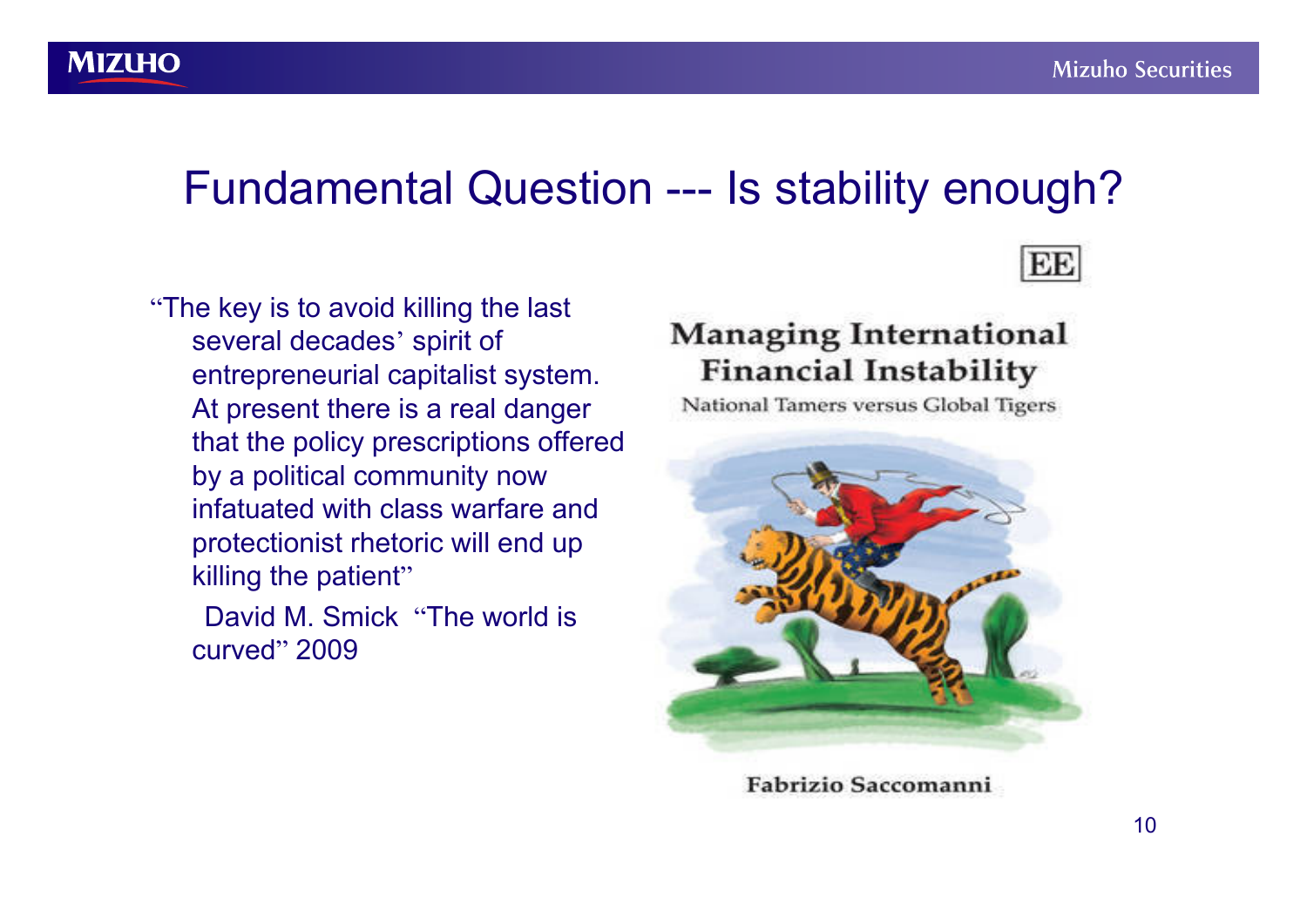# Fundamental Question --- Is stability enough?

"The key is to avoid killing the last several decades' spirit of entrepreneurial capitalist system. At present there is a real danger that the policy prescriptions offered by a political community now infatuated with class warfare and protectionist rhetoric will end up killing the patient"

David M. Smick "The world is curved" 2009

EE

**Managing International Financial Instability**

National Tamers versus Global Tigers

**Fabrizio Saccomanni**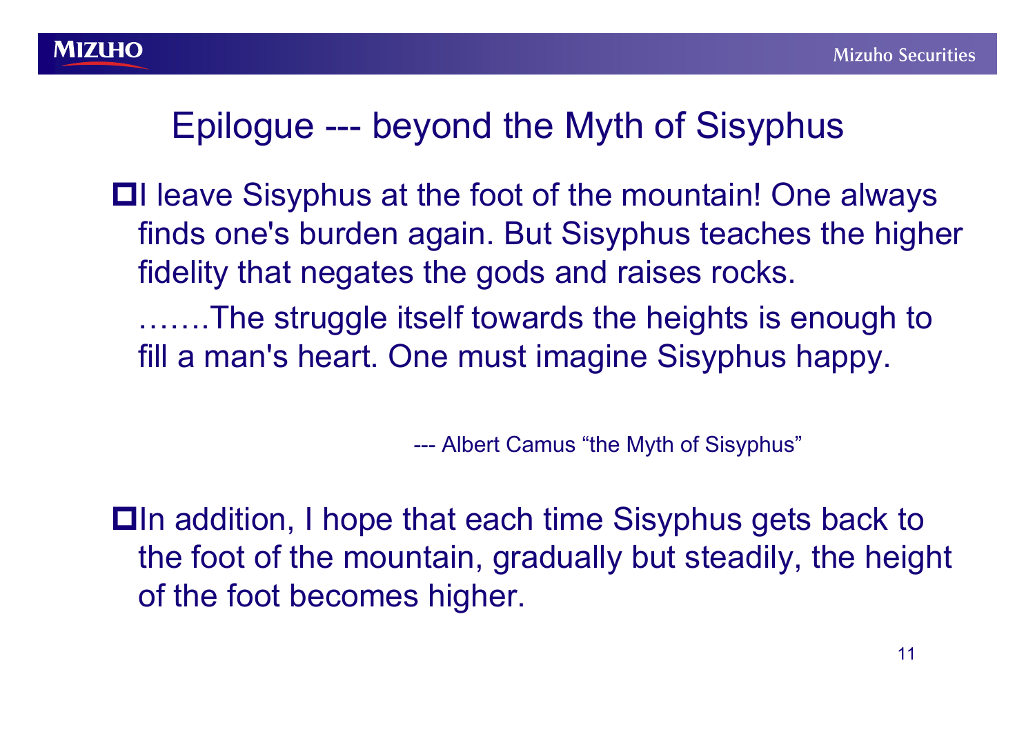# Epilogue --- beyond the Myth of Sisyphus

- I leave Sisyphus at the foot of the mountain! One always finds one's burden again. But Sisyphus teaches the higher fidelity that negates the gods and raises rocks.

  …….The struggle itself towards the heights is enough to fill a man's heart. One must imagine Sisyphus happy.

  --- Albert Camus "the Myth of Sisyphus"

- In addition, I hope that each time Sisyphus gets back to the foot of the mountain, gradually but steadily, the height of the foot becomes higher.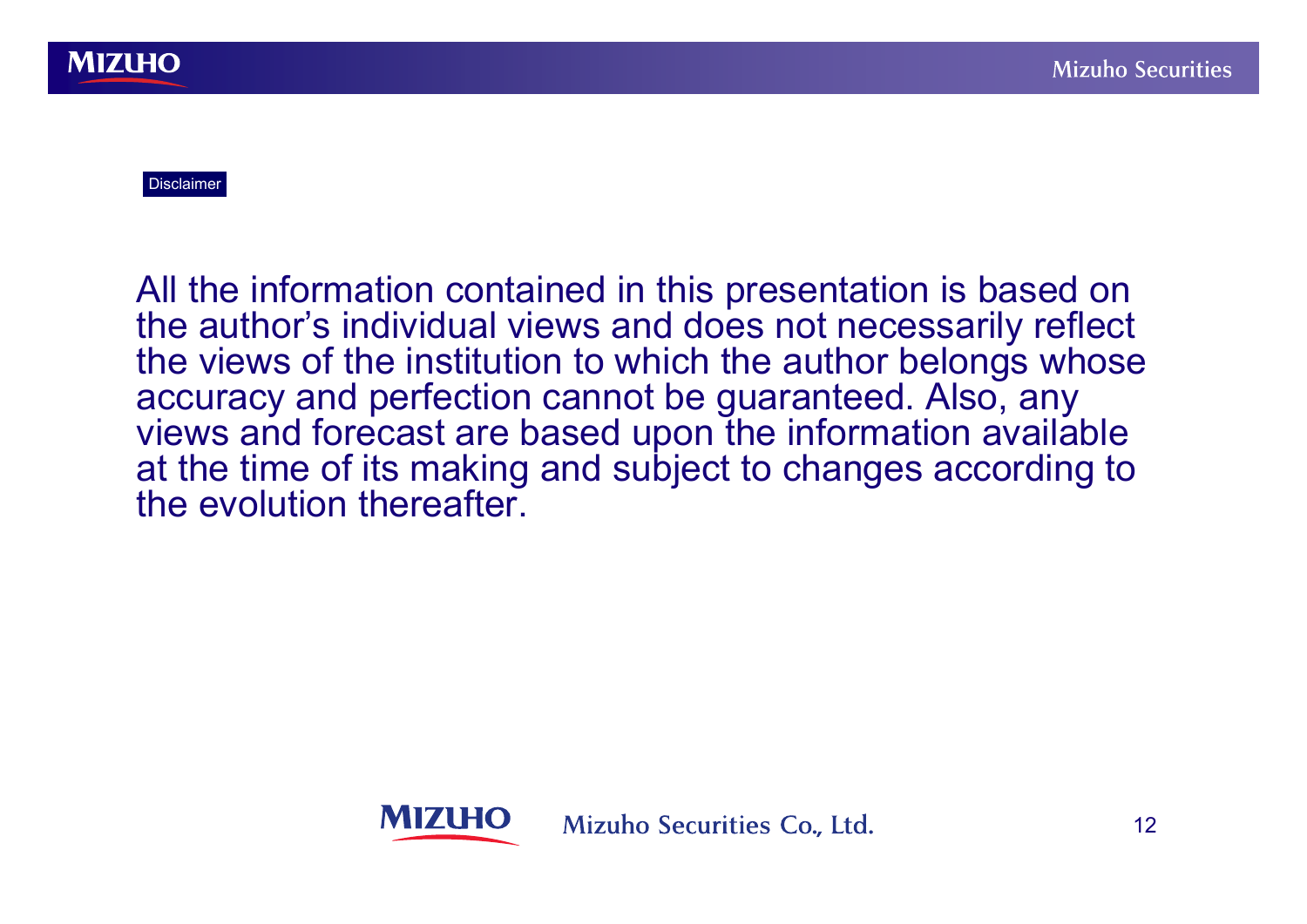Disclaimer

All the information contained in this presentation is based on the author's individual views and does not necessarily reflect the views of the institution to which the author belongs whose accuracy and perfection cannot be guaranteed. Also, any views and forecast are based upon the information available at the time of its making and subject to changes according to the evolution thereafter.